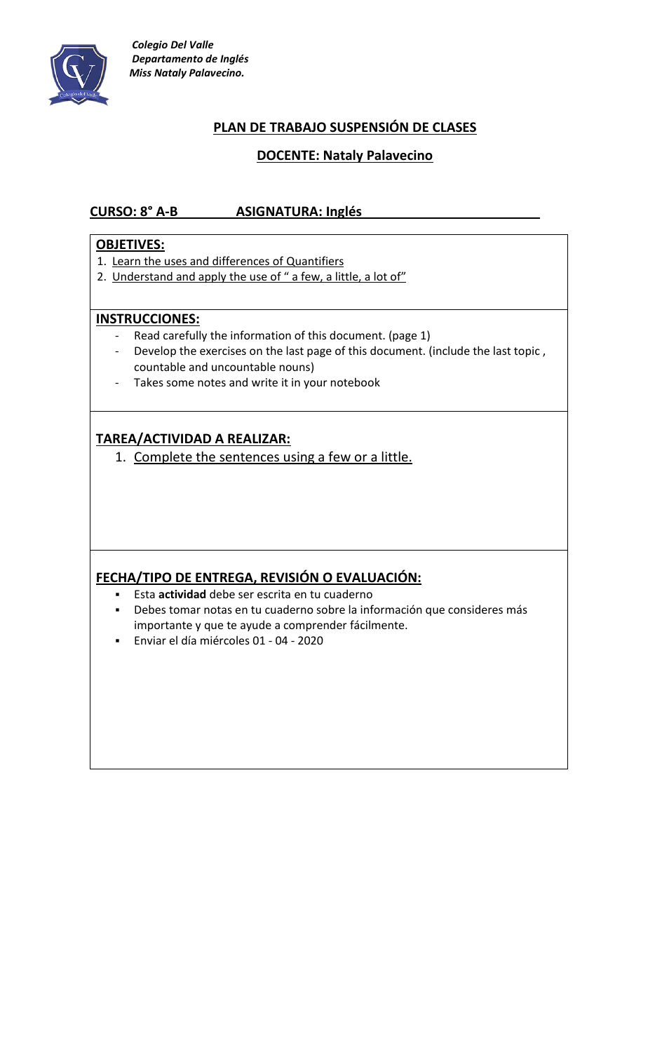*Colegio Del Valle*
*Departamento de Inglés*
*Miss Nataly Palavecino.*

## PLAN DE TRABAJO SUSPENSIÓN DE CLASES

### DOCENTE: Nataly Palavecino

**CURSO: 8° A-B          ASIGNATURA: Inglés**

**OBJETIVES:**

1. Learn the uses and differences of Quantifiers
2. Understand and apply the use of " a few, a little, a lot of"

**INSTRUCCIONES:**

- Read carefully the information of this document. (page 1)
- Develop the exercises on the last page of this document. (include the last topic , countable and uncountable nouns)
- Takes some notes and write it in your notebook

**TAREA/ACTIVIDAD A REALIZAR:**

1. Complete the sentences using a few or a little.

**FECHA/TIPO DE ENTREGA, REVISIÓN O EVALUACIÓN:**

- Esta **actividad** debe ser escrita en tu cuaderno
- Debes tomar notas en tu cuaderno sobre la información que consideres más importante y que te ayude a comprender fácilmente.
- Enviar el día miércoles 01 - 04 - 2020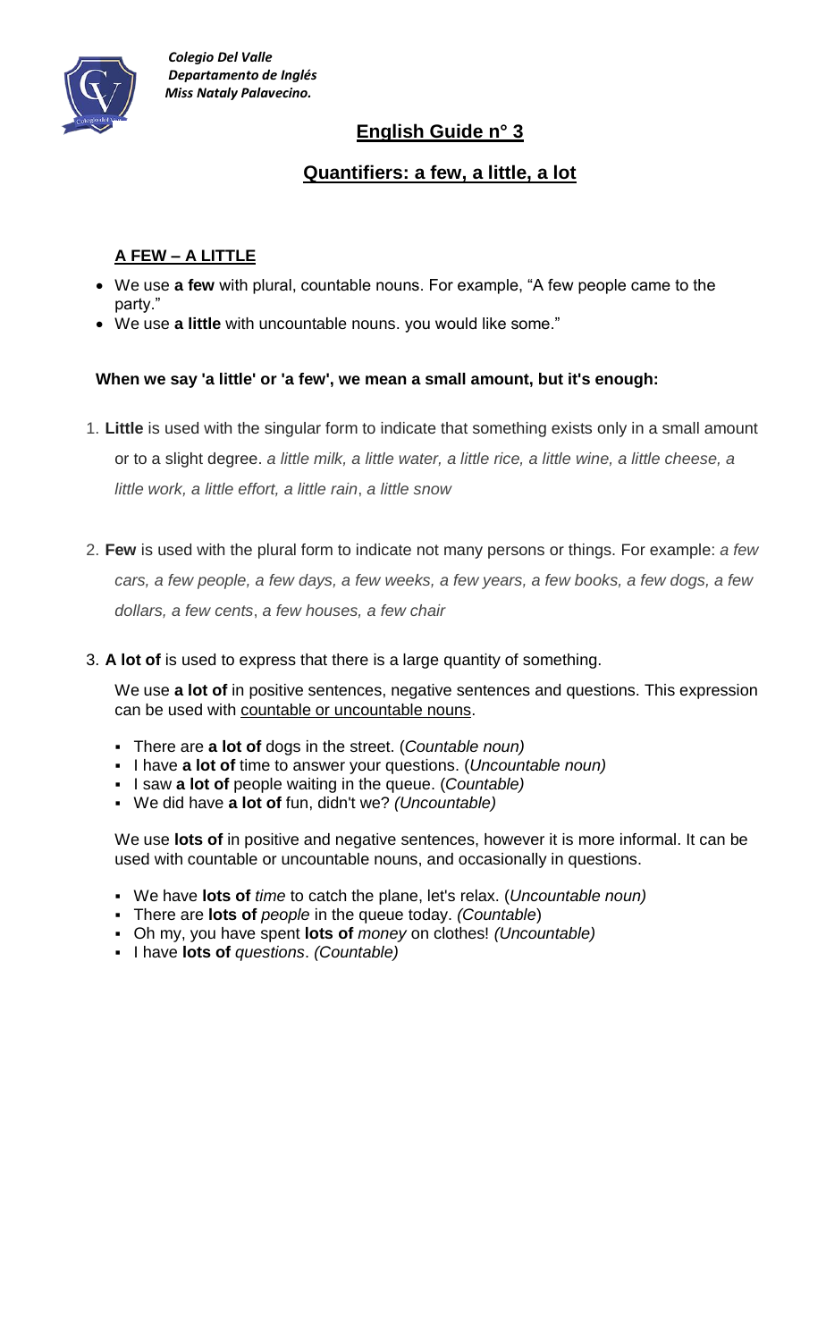*Colegio Del Valle*
*Departamento de Inglés*
*Miss Nataly Palavecino.*

# English Guide n° 3

## Quantifiers: a few, a little, a lot

### A FEW – A LITTLE

- We use **a few** with plural, countable nouns. For example, “A few people came to the party.”
- We use **a little** with uncountable nouns. you would like some.”

**When we say 'a little' or 'a few', we mean a small amount, but it's enough:**

1. **Little** is used with the singular form to indicate that something exists only in a small amount or to a slight degree. *a little milk, a little water, a little rice, a little wine, a little cheese, a little work, a little effort, a little rain*, *a little snow*

2. **Few** is used with the plural form to indicate not many persons or things. For example: *a few cars, a few people, a few days, a few weeks, a few years, a few books, a few dogs, a few dollars, a few cents*, *a few houses, a few chair*

3. **A lot of** is used to express that there is a large quantity of something.

   We use **a lot of** in positive sentences, negative sentences and questions. This expression can be used with countable or uncountable nouns.

   - There are **a lot of** dogs in the street. (*Countable noun)*
   - I have **a lot of** time to answer your questions. (*Uncountable noun)*
   - I saw **a lot of** people waiting in the queue. (*Countable)*
   - We did have **a lot of** fun, didn't we? *(Uncountable)*

   We use **lots of** in positive and negative sentences, however it is more informal. It can be used with countable or uncountable nouns, and occasionally in questions.

   - We have **lots of** *time* to catch the plane, let's relax. (*Uncountable noun)*
   - There are **lots of** *people* in the queue today. *(Countable*)
   - Oh my, you have spent **lots of** *money* on clothes! *(Uncountable)*
   - I have **lots of** *questions*. *(Countable)*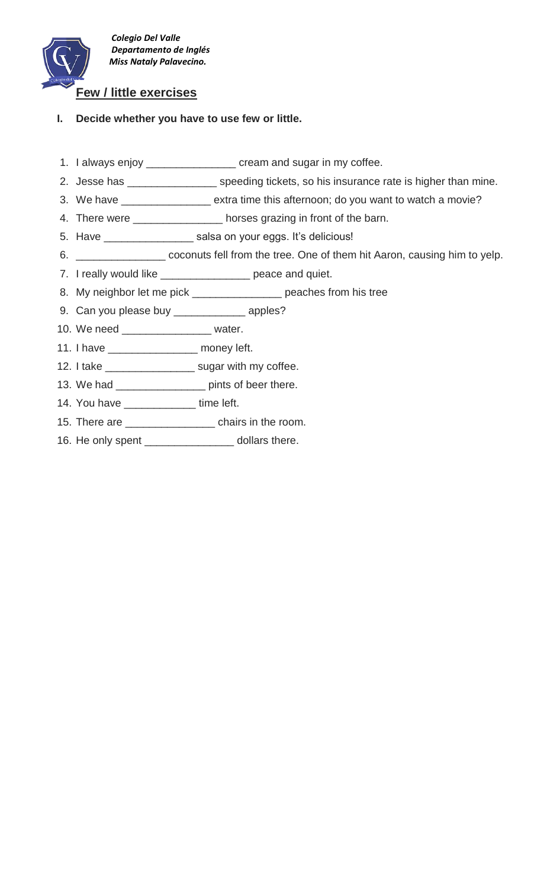*Colegio Del Valle*
*Departamento de Inglés*
*Miss Nataly Palavecino.*

## Few / little exercises

**I. Decide whether you have to use few or little.**

1. I always enjoy _______________ cream and sugar in my coffee.
2. Jesse has _______________ speeding tickets, so his insurance rate is higher than mine.
3. We have _______________ extra time this afternoon; do you want to watch a movie?
4. There were _______________ horses grazing in front of the barn.
5. Have _______________ salsa on your eggs. It's delicious!
6. _______________ coconuts fell from the tree. One of them hit Aaron, causing him to yelp.
7. I really would like _______________ peace and quiet.
8. My neighbor let me pick _______________ peaches from his tree
9. Can you please buy ____________ apples?
10. We need _______________ water.
11. I have _______________ money left.
12. I take _______________ sugar with my coffee.
13. We had _______________ pints of beer there.
14. You have ____________ time left.
15. There are _______________ chairs in the room.
16. He only spent _______________ dollars there.